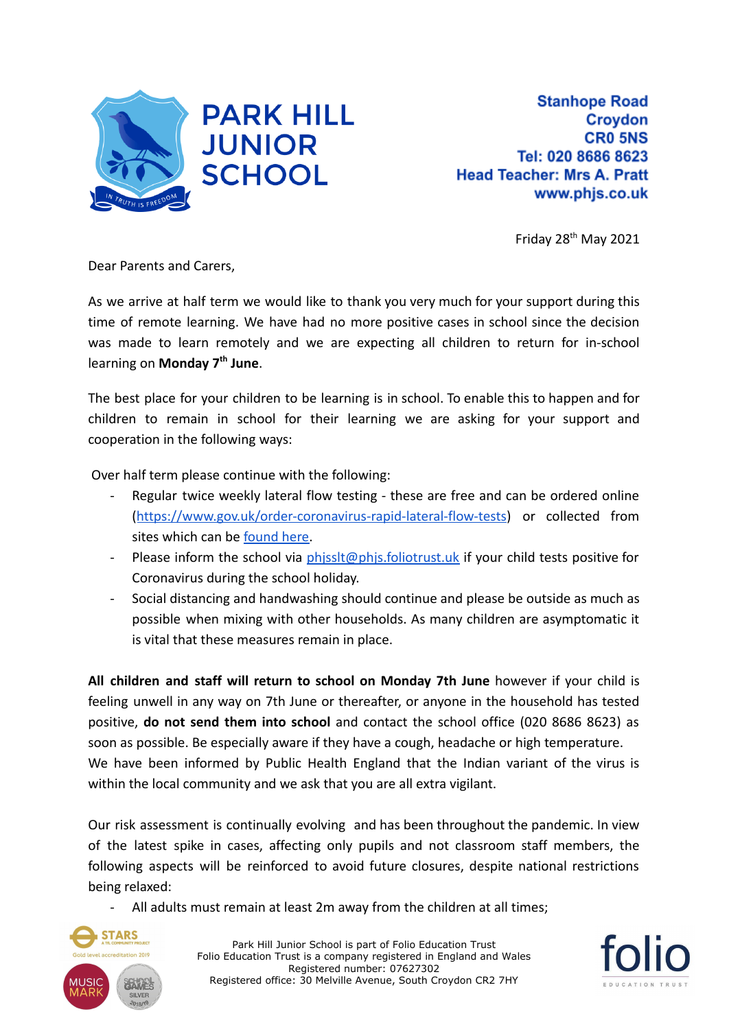# PARK HILL JUNIOR SCHOOL

**Stanhope Road**
**Croydon**
**CR0 5NS**
**Tel: 020 8686 8623**
**Head Teacher: Mrs A. Pratt**
**www.phjs.co.uk**

Friday 28th May 2021

Dear Parents and Carers,

As we arrive at half term we would like to thank you very much for your support during this time of remote learning. We have had no more positive cases in school since the decision was made to learn remotely and we are expecting all children to return for in-school learning on **Monday 7th June**.

The best place for your children to be learning is in school. To enable this to happen and for children to remain in school for their learning we are asking for your support and cooperation in the following ways:

Over half term please continue with the following:

- Regular twice weekly lateral flow testing - these are free and can be ordered online (https://www.gov.uk/order-coronavirus-rapid-lateral-flow-tests) or collected from sites which can be found here.
- Please inform the school via phjsslt@phjs.foliotrust.uk if your child tests positive for Coronavirus during the school holiday.
- Social distancing and handwashing should continue and please be outside as much as possible when mixing with other households. As many children are asymptomatic it is vital that these measures remain in place.

**All children and staff will return to school on Monday 7th June** however if your child is feeling unwell in any way on 7th June or thereafter, or anyone in the household has tested positive, **do not send them into school** and contact the school office (020 8686 8623) as soon as possible. Be especially aware if they have a cough, headache or high temperature.
We have been informed by Public Health England that the Indian variant of the virus is within the local community and we ask that you are all extra vigilant.

Our risk assessment is continually evolving and has been throughout the pandemic. In view of the latest spike in cases, affecting only pupils and not classroom staff members, the following aspects will be reinforced to avoid future closures, despite national restrictions being relaxed:

- All adults must remain at least 2m away from the children at all times;

Park Hill Junior School is part of Folio Education Trust
Folio Education Trust is a company registered in England and Wales
Registered number: 07627302
Registered office: 30 Melville Avenue, South Croydon CR2 7HY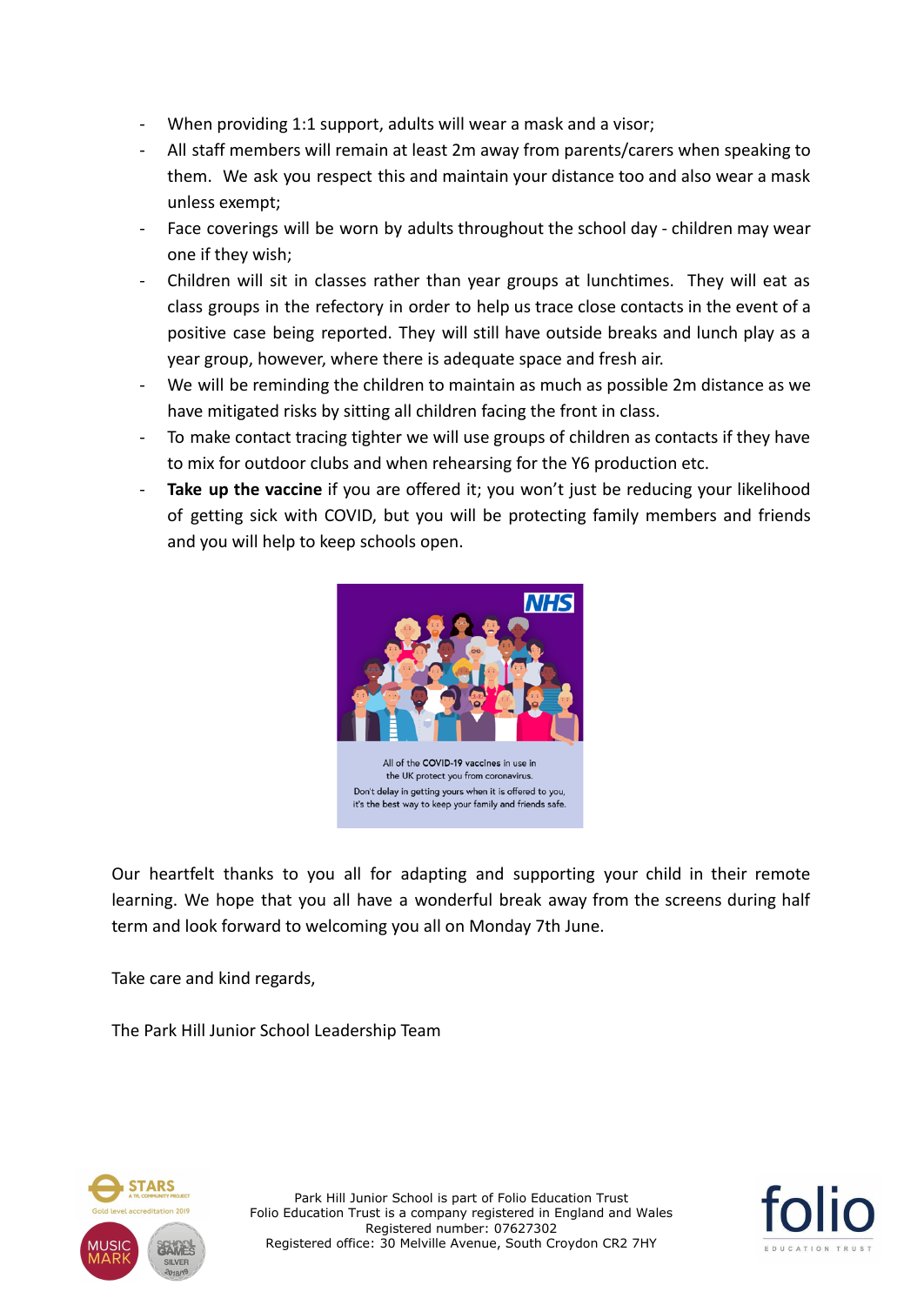- When providing 1:1 support, adults will wear a mask and a visor;
- All staff members will remain at least 2m away from parents/carers when speaking to them. We ask you respect this and maintain your distance too and also wear a mask unless exempt;
- Face coverings will be worn by adults throughout the school day - children may wear one if they wish;
- Children will sit in classes rather than year groups at lunchtimes. They will eat as class groups in the refectory in order to help us trace close contacts in the event of a positive case being reported. They will still have outside breaks and lunch play as a year group, however, where there is adequate space and fresh air.
- We will be reminding the children to maintain as much as possible 2m distance as we have mitigated risks by sitting all children facing the front in class.
- To make contact tracing tighter we will use groups of children as contacts if they have to mix for outdoor clubs and when rehearsing for the Y6 production etc.
- **Take up the vaccine** if you are offered it; you won't just be reducing your likelihood of getting sick with COVID, but you will be protecting family members and friends and you will help to keep schools open.

NHS

All of the **COVID-19 vaccines** in use in the UK protect you from coronavirus.
Don't delay in getting yours when it is offered to you, it's the best way to keep your family and friends safe.

Our heartfelt thanks to you all for adapting and supporting your child in their remote learning. We hope that you all have a wonderful break away from the screens during half term and look forward to welcoming you all on Monday 7th June.

Take care and kind regards,

The Park Hill Junior School Leadership Team

Park Hill Junior School is part of Folio Education Trust
Folio Education Trust is a company registered in England and Wales
Registered number: 07627302
Registered office: 30 Melville Avenue, South Croydon CR2 7HY